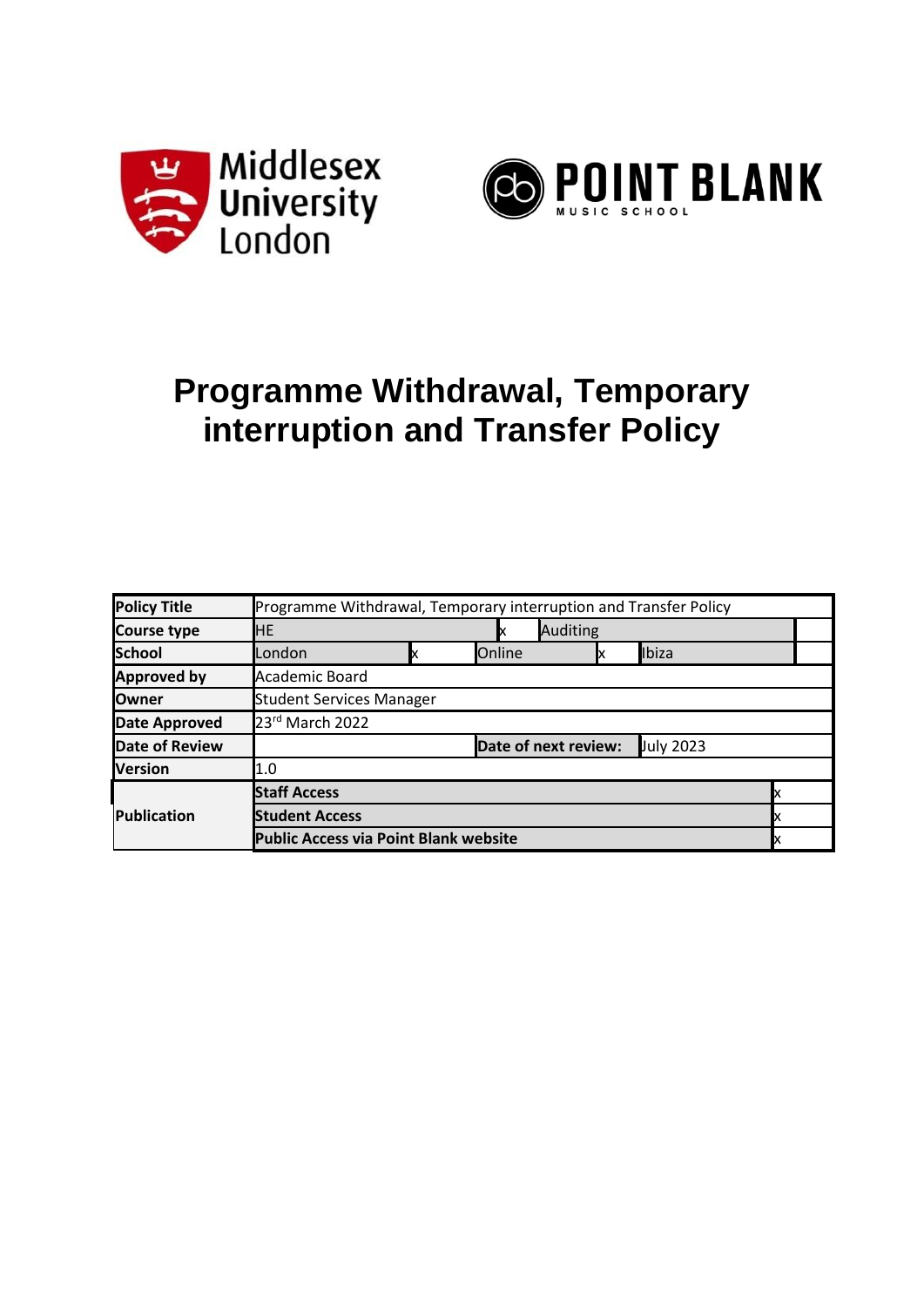Middlesex University London

POINT BLANK MUSIC SCHOOL

# Programme Withdrawal, Temporary interruption and Transfer Policy

| Policy Title | Programme Withdrawal, Temporary interruption and Transfer Policy | | | | | |
|---|---|---|---|---|---|---|
| Course type | HE | | x | Auditing | | |
| School | London | x | Online | x | Ibiza | |
| Approved by | Academic Board | | | | | |
| Owner | Student Services Manager | | | | | |
| Date Approved | 23rd March 2022 | | | | | |
| Date of Review | | | Date of next review: | | July 2023 | |
| Version | 1.0 | | | | | |
| Publication | Staff Access | | | | | x |
| | Student Access | | | | | x |
| | Public Access via Point Blank website | | | | | x |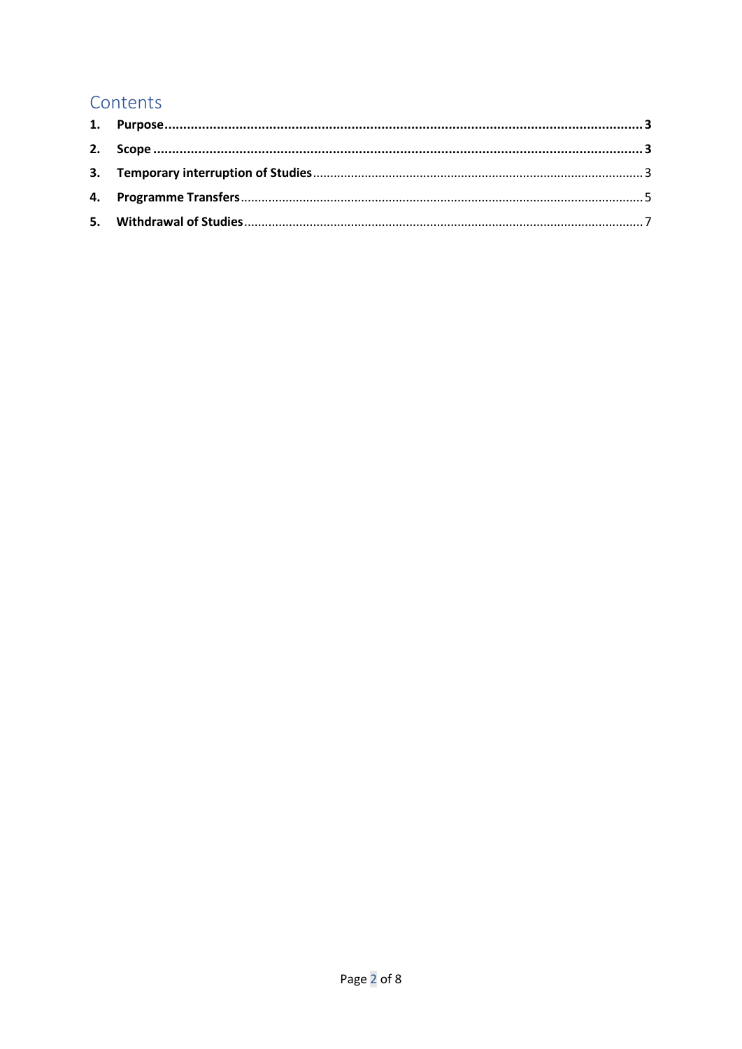## Contents

1. **Purpose** ........................................................................ **3**
2. **Scope** ........................................................................ **3**
3. **Temporary interruption of Studies** ........................................................................ 3
4. **Programme Transfers** ........................................................................ 5
5. **Withdrawal of Studies** ........................................................................ 7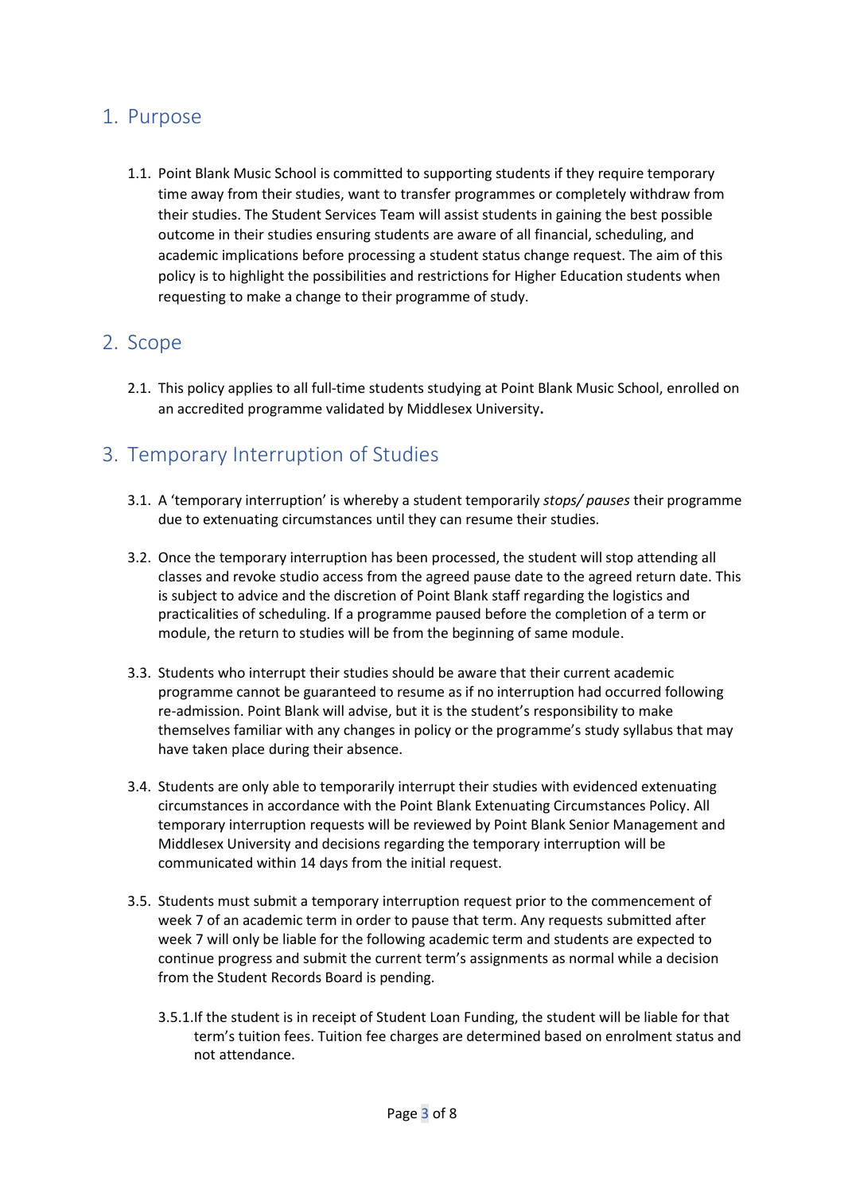## 1. Purpose

1.1. Point Blank Music School is committed to supporting students if they require temporary time away from their studies, want to transfer programmes or completely withdraw from their studies. The Student Services Team will assist students in gaining the best possible outcome in their studies ensuring students are aware of all financial, scheduling, and academic implications before processing a student status change request. The aim of this policy is to highlight the possibilities and restrictions for Higher Education students when requesting to make a change to their programme of study.

## 2. Scope

2.1. This policy applies to all full-time students studying at Point Blank Music School, enrolled on an accredited programme validated by Middlesex University**.**

## 3. Temporary Interruption of Studies

3.1. A 'temporary interruption' is whereby a student temporarily *stops/ pauses* their programme due to extenuating circumstances until they can resume their studies.

3.2. Once the temporary interruption has been processed, the student will stop attending all classes and revoke studio access from the agreed pause date to the agreed return date. This is subject to advice and the discretion of Point Blank staff regarding the logistics and practicalities of scheduling. If a programme paused before the completion of a term or module, the return to studies will be from the beginning of same module.

3.3. Students who interrupt their studies should be aware that their current academic programme cannot be guaranteed to resume as if no interruption had occurred following re-admission. Point Blank will advise, but it is the student's responsibility to make themselves familiar with any changes in policy or the programme's study syllabus that may have taken place during their absence.

3.4. Students are only able to temporarily interrupt their studies with evidenced extenuating circumstances in accordance with the Point Blank Extenuating Circumstances Policy. All temporary interruption requests will be reviewed by Point Blank Senior Management and Middlesex University and decisions regarding the temporary interruption will be communicated within 14 days from the initial request.

3.5. Students must submit a temporary interruption request prior to the commencement of week 7 of an academic term in order to pause that term. Any requests submitted after week 7 will only be liable for the following academic term and students are expected to continue progress and submit the current term's assignments as normal while a decision from the Student Records Board is pending.

3.5.1. If the student is in receipt of Student Loan Funding, the student will be liable for that term's tuition fees. Tuition fee charges are determined based on enrolment status and not attendance.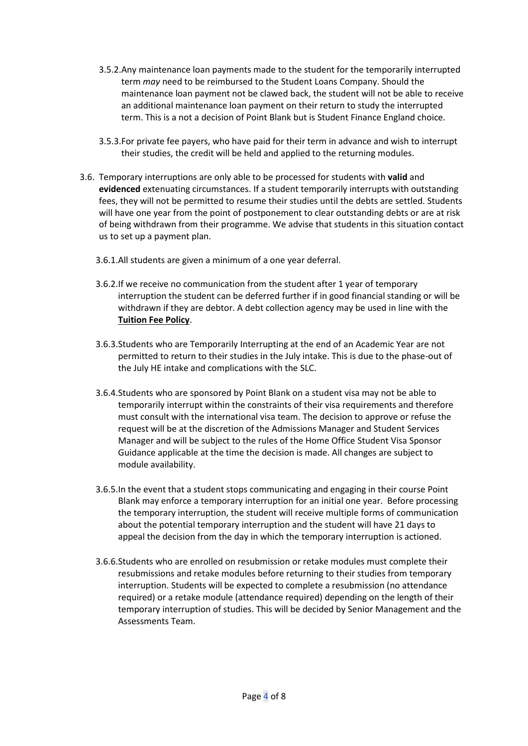3.5.2. Any maintenance loan payments made to the student for the temporarily interrupted term *may* need to be reimbursed to the Student Loans Company. Should the maintenance loan payment not be clawed back, the student will not be able to receive an additional maintenance loan payment on their return to study the interrupted term. This is a not a decision of Point Blank but is Student Finance England choice.

3.5.3. For private fee payers, who have paid for their term in advance and wish to interrupt their studies, the credit will be held and applied to the returning modules.

3.6. Temporary interruptions are only able to be processed for students with **valid** and **evidenced** extenuating circumstances. If a student temporarily interrupts with outstanding fees, they will not be permitted to resume their studies until the debts are settled. Students will have one year from the point of postponement to clear outstanding debts or are at risk of being withdrawn from their programme. We advise that students in this situation contact us to set up a payment plan.

3.6.1. All students are given a minimum of a one year deferral.

3.6.2. If we receive no communication from the student after 1 year of temporary interruption the student can be deferred further if in good financial standing or will be withdrawn if they are debtor. A debt collection agency may be used in line with the **Tuition Fee Policy**.

3.6.3. Students who are Temporarily Interrupting at the end of an Academic Year are not permitted to return to their studies in the July intake. This is due to the phase-out of the July HE intake and complications with the SLC.

3.6.4. Students who are sponsored by Point Blank on a student visa may not be able to temporarily interrupt within the constraints of their visa requirements and therefore must consult with the international visa team. The decision to approve or refuse the request will be at the discretion of the Admissions Manager and Student Services Manager and will be subject to the rules of the Home Office Student Visa Sponsor Guidance applicable at the time the decision is made. All changes are subject to module availability.

3.6.5. In the event that a student stops communicating and engaging in their course Point Blank may enforce a temporary interruption for an initial one year. Before processing the temporary interruption, the student will receive multiple forms of communication about the potential temporary interruption and the student will have 21 days to appeal the decision from the day in which the temporary interruption is actioned.

3.6.6. Students who are enrolled on resubmission or retake modules must complete their resubmissions and retake modules before returning to their studies from temporary interruption. Students will be expected to complete a resubmission (no attendance required) or a retake module (attendance required) depending on the length of their temporary interruption of studies. This will be decided by Senior Management and the Assessments Team.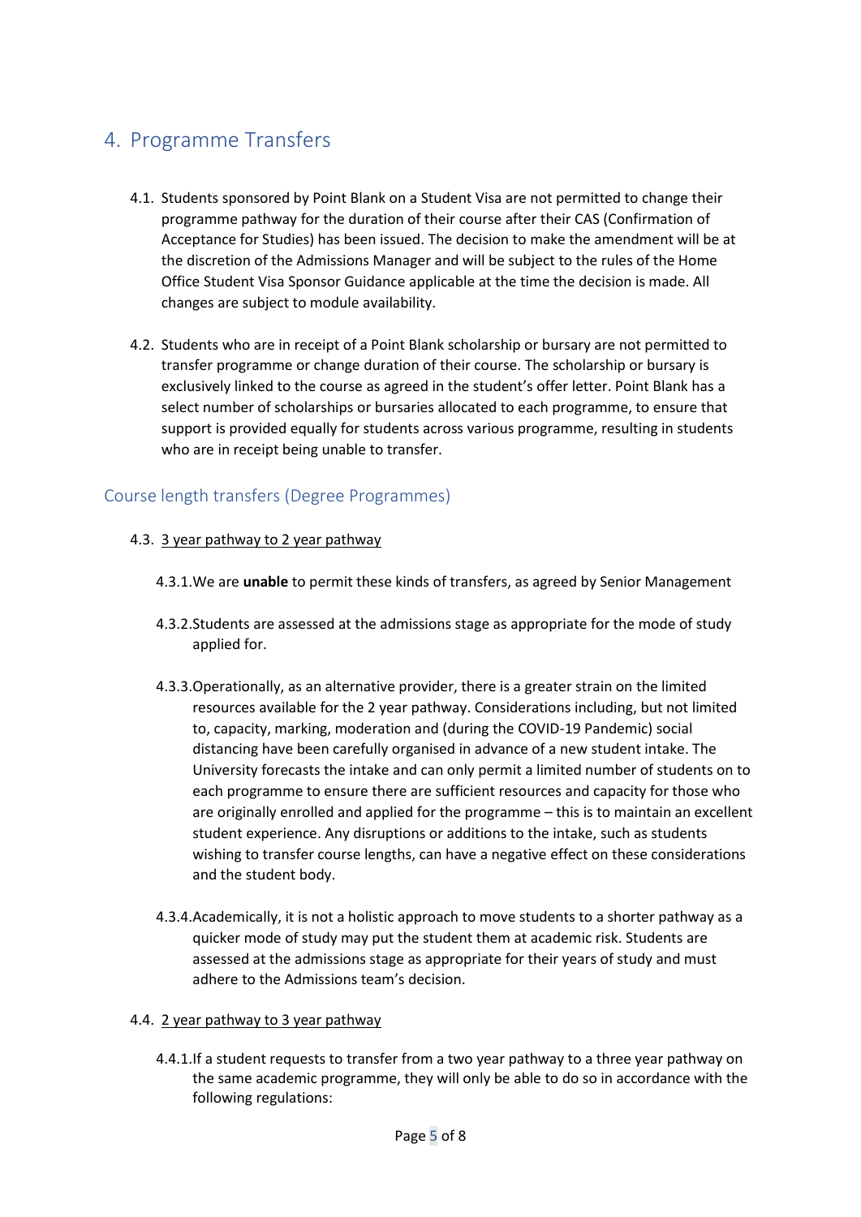## 4. Programme Transfers

4.1. Students sponsored by Point Blank on a Student Visa are not permitted to change their programme pathway for the duration of their course after their CAS (Confirmation of Acceptance for Studies) has been issued. The decision to make the amendment will be at the discretion of the Admissions Manager and will be subject to the rules of the Home Office Student Visa Sponsor Guidance applicable at the time the decision is made. All changes are subject to module availability.

4.2. Students who are in receipt of a Point Blank scholarship or bursary are not permitted to transfer programme or change duration of their course. The scholarship or bursary is exclusively linked to the course as agreed in the student's offer letter. Point Blank has a select number of scholarships or bursaries allocated to each programme, to ensure that support is provided equally for students across various programme, resulting in students who are in receipt being unable to transfer.

### Course length transfers (Degree Programmes)

4.3. <u>3 year pathway to 2 year pathway</u>

4.3.1. We are **unable** to permit these kinds of transfers, as agreed by Senior Management

4.3.2. Students are assessed at the admissions stage as appropriate for the mode of study applied for.

4.3.3. Operationally, as an alternative provider, there is a greater strain on the limited resources available for the 2 year pathway. Considerations including, but not limited to, capacity, marking, moderation and (during the COVID-19 Pandemic) social distancing have been carefully organised in advance of a new student intake. The University forecasts the intake and can only permit a limited number of students on to each programme to ensure there are sufficient resources and capacity for those who are originally enrolled and applied for the programme – this is to maintain an excellent student experience. Any disruptions or additions to the intake, such as students wishing to transfer course lengths, can have a negative effect on these considerations and the student body.

4.3.4. Academically, it is not a holistic approach to move students to a shorter pathway as a quicker mode of study may put the student them at academic risk. Students are assessed at the admissions stage as appropriate for their years of study and must adhere to the Admissions team's decision.

4.4. <u>2 year pathway to 3 year pathway</u>

4.4.1. If a student requests to transfer from a two year pathway to a three year pathway on the same academic programme, they will only be able to do so in accordance with the following regulations: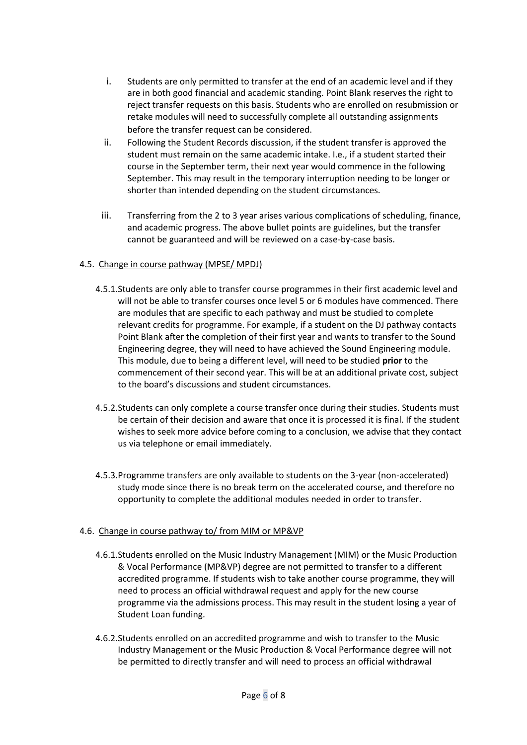i. Students are only permitted to transfer at the end of an academic level and if they are in both good financial and academic standing. Point Blank reserves the right to reject transfer requests on this basis. Students who are enrolled on resubmission or retake modules will need to successfully complete all outstanding assignments before the transfer request can be considered.

ii. Following the Student Records discussion, if the student transfer is approved the student must remain on the same academic intake. I.e., if a student started their course in the September term, their next year would commence in the following September. This may result in the temporary interruption needing to be longer or shorter than intended depending on the student circumstances.

iii. Transferring from the 2 to 3 year arises various complications of scheduling, finance, and academic progress. The above bullet points are guidelines, but the transfer cannot be guaranteed and will be reviewed on a case-by-case basis.

4.5. Change in course pathway (MPSE/ MPDJ)

4.5.1. Students are only able to transfer course programmes in their first academic level and will not be able to transfer courses once level 5 or 6 modules have commenced. There are modules that are specific to each pathway and must be studied to complete relevant credits for programme. For example, if a student on the DJ pathway contacts Point Blank after the completion of their first year and wants to transfer to the Sound Engineering degree, they will need to have achieved the Sound Engineering module. This module, due to being a different level, will need to be studied **prior** to the commencement of their second year. This will be at an additional private cost, subject to the board's discussions and student circumstances.

4.5.2. Students can only complete a course transfer once during their studies. Students must be certain of their decision and aware that once it is processed it is final. If the student wishes to seek more advice before coming to a conclusion, we advise that they contact us via telephone or email immediately.

4.5.3. Programme transfers are only available to students on the 3-year (non-accelerated) study mode since there is no break term on the accelerated course, and therefore no opportunity to complete the additional modules needed in order to transfer.

4.6. Change in course pathway to/ from MIM or MP&VP

4.6.1. Students enrolled on the Music Industry Management (MIM) or the Music Production & Vocal Performance (MP&VP) degree are not permitted to transfer to a different accredited programme. If students wish to take another course programme, they will need to process an official withdrawal request and apply for the new course programme via the admissions process. This may result in the student losing a year of Student Loan funding.

4.6.2. Students enrolled on an accredited programme and wish to transfer to the Music Industry Management or the Music Production & Vocal Performance degree will not be permitted to directly transfer and will need to process an official withdrawal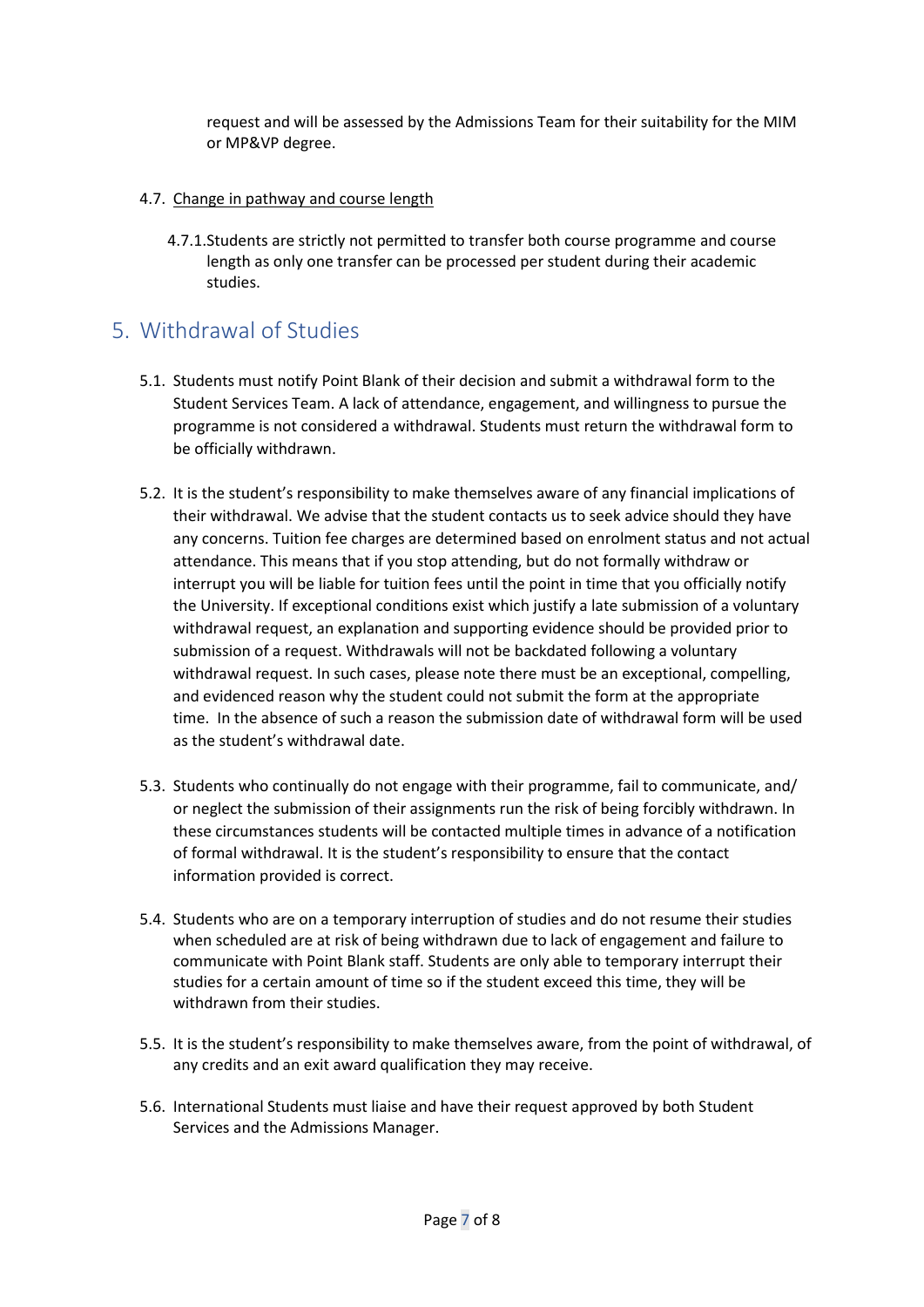request and will be assessed by the Admissions Team for their suitability for the MIM or MP&VP degree.

4.7. Change in pathway and course length

4.7.1. Students are strictly not permitted to transfer both course programme and course length as only one transfer can be processed per student during their academic studies.

## 5. Withdrawal of Studies

5.1. Students must notify Point Blank of their decision and submit a withdrawal form to the Student Services Team. A lack of attendance, engagement, and willingness to pursue the programme is not considered a withdrawal. Students must return the withdrawal form to be officially withdrawn.

5.2. It is the student's responsibility to make themselves aware of any financial implications of their withdrawal. We advise that the student contacts us to seek advice should they have any concerns. Tuition fee charges are determined based on enrolment status and not actual attendance. This means that if you stop attending, but do not formally withdraw or interrupt you will be liable for tuition fees until the point in time that you officially notify the University. If exceptional conditions exist which justify a late submission of a voluntary withdrawal request, an explanation and supporting evidence should be provided prior to submission of a request. Withdrawals will not be backdated following a voluntary withdrawal request. In such cases, please note there must be an exceptional, compelling, and evidenced reason why the student could not submit the form at the appropriate time. In the absence of such a reason the submission date of withdrawal form will be used as the student's withdrawal date.

5.3. Students who continually do not engage with their programme, fail to communicate, and/ or neglect the submission of their assignments run the risk of being forcibly withdrawn. In these circumstances students will be contacted multiple times in advance of a notification of formal withdrawal. It is the student's responsibility to ensure that the contact information provided is correct.

5.4. Students who are on a temporary interruption of studies and do not resume their studies when scheduled are at risk of being withdrawn due to lack of engagement and failure to communicate with Point Blank staff. Students are only able to temporary interrupt their studies for a certain amount of time so if the student exceed this time, they will be withdrawn from their studies.

5.5. It is the student's responsibility to make themselves aware, from the point of withdrawal, of any credits and an exit award qualification they may receive.

5.6. International Students must liaise and have their request approved by both Student Services and the Admissions Manager.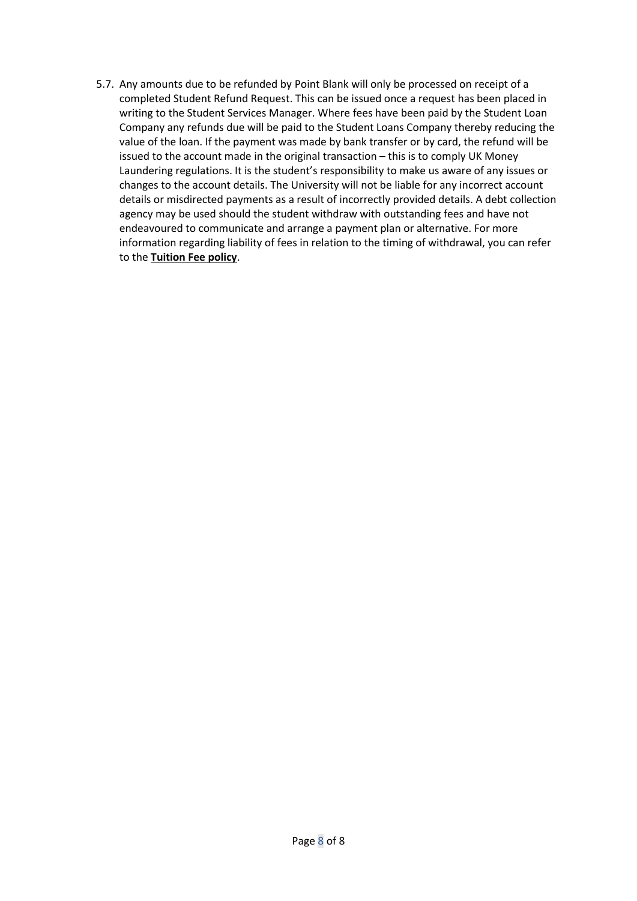5.7. Any amounts due to be refunded by Point Blank will only be processed on receipt of a completed Student Refund Request. This can be issued once a request has been placed in writing to the Student Services Manager. Where fees have been paid by the Student Loan Company any refunds due will be paid to the Student Loans Company thereby reducing the value of the loan. If the payment was made by bank transfer or by card, the refund will be issued to the account made in the original transaction – this is to comply UK Money Laundering regulations. It is the student's responsibility to make us aware of any issues or changes to the account details. The University will not be liable for any incorrect account details or misdirected payments as a result of incorrectly provided details. A debt collection agency may be used should the student withdraw with outstanding fees and have not endeavoured to communicate and arrange a payment plan or alternative. For more information regarding liability of fees in relation to the timing of withdrawal, you can refer to the **Tuition Fee policy**.